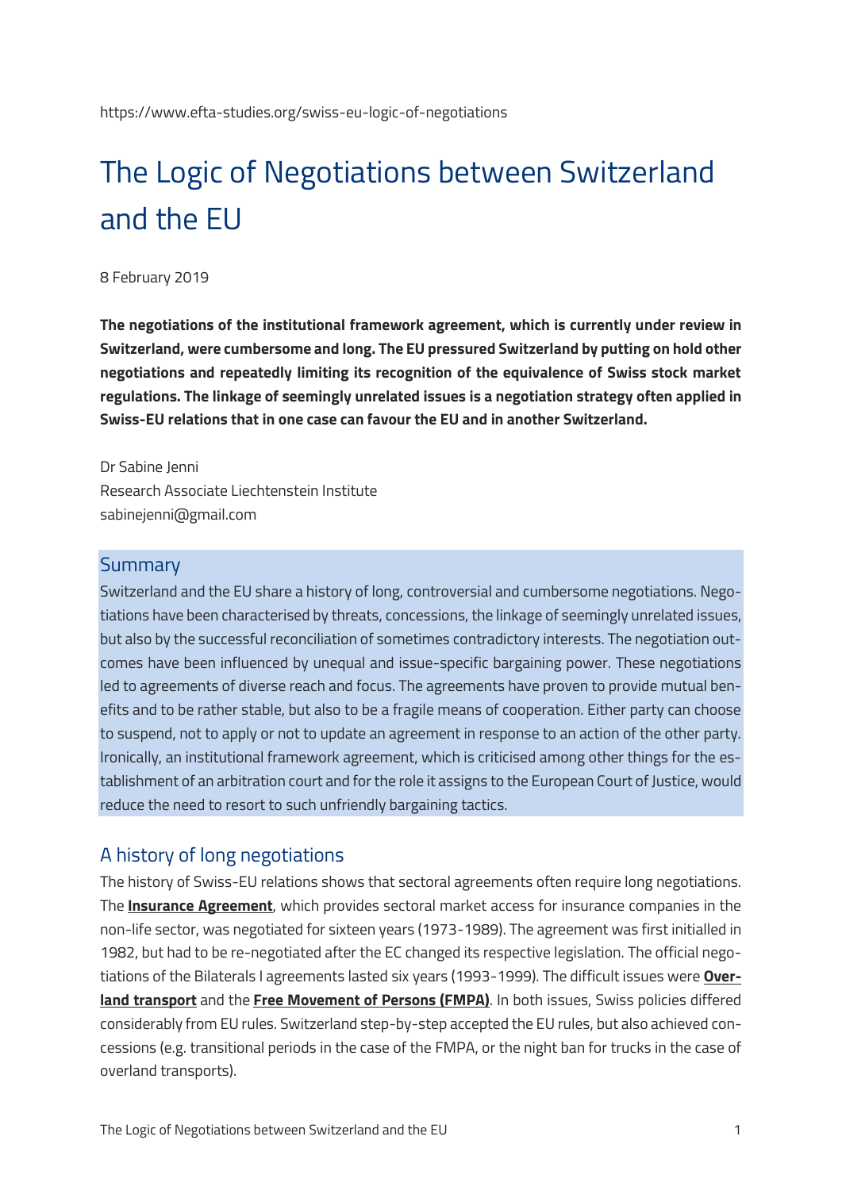https://www.efta-studies.org/swiss-eu-logic-of-negotiations

# The Logic of Negotiations between Switzerland and the EU

8 February 2019

**The negotiations of the institutional framework agreement, which is currently under review in Switzerland, were cumbersome and long. The EU pressured Switzerland by putting on hold other negotiations and repeatedly limiting its recognition of the equivalence of Swiss stock market regulations. The linkage of seemingly unrelated issues is a negotiation strategy often applied in Swiss-EU relations that in one case can favour the EU and in another Switzerland.**

Dr Sabine Jenni
Research Associate Liechtenstein Institute
sabinejenni@gmail.com

## Summary

Switzerland and the EU share a history of long, controversial and cumbersome negotiations. Negotiations have been characterised by threats, concessions, the linkage of seemingly unrelated issues, but also by the successful reconciliation of sometimes contradictory interests. The negotiation outcomes have been influenced by unequal and issue-specific bargaining power. These negotiations led to agreements of diverse reach and focus. The agreements have proven to provide mutual benefits and to be rather stable, but also to be a fragile means of cooperation. Either party can choose to suspend, not to apply or not to update an agreement in response to an action of the other party. Ironically, an institutional framework agreement, which is criticised among other things for the establishment of an arbitration court and for the role it assigns to the European Court of Justice, would reduce the need to resort to such unfriendly bargaining tactics.

## A history of long negotiations

The history of Swiss-EU relations shows that sectoral agreements often require long negotiations. The **Insurance Agreement**, which provides sectoral market access for insurance companies in the non-life sector, was negotiated for sixteen years (1973-1989). The agreement was first initialled in 1982, but had to be re-negotiated after the EC changed its respective legislation. The official negotiations of the Bilaterals I agreements lasted six years (1993-1999). The difficult issues were **Overland transport** and the **Free Movement of Persons (FMPA)**. In both issues, Swiss policies differed considerably from EU rules. Switzerland step-by-step accepted the EU rules, but also achieved concessions (e.g. transitional periods in the case of the FMPA, or the night ban for trucks in the case of overland transports).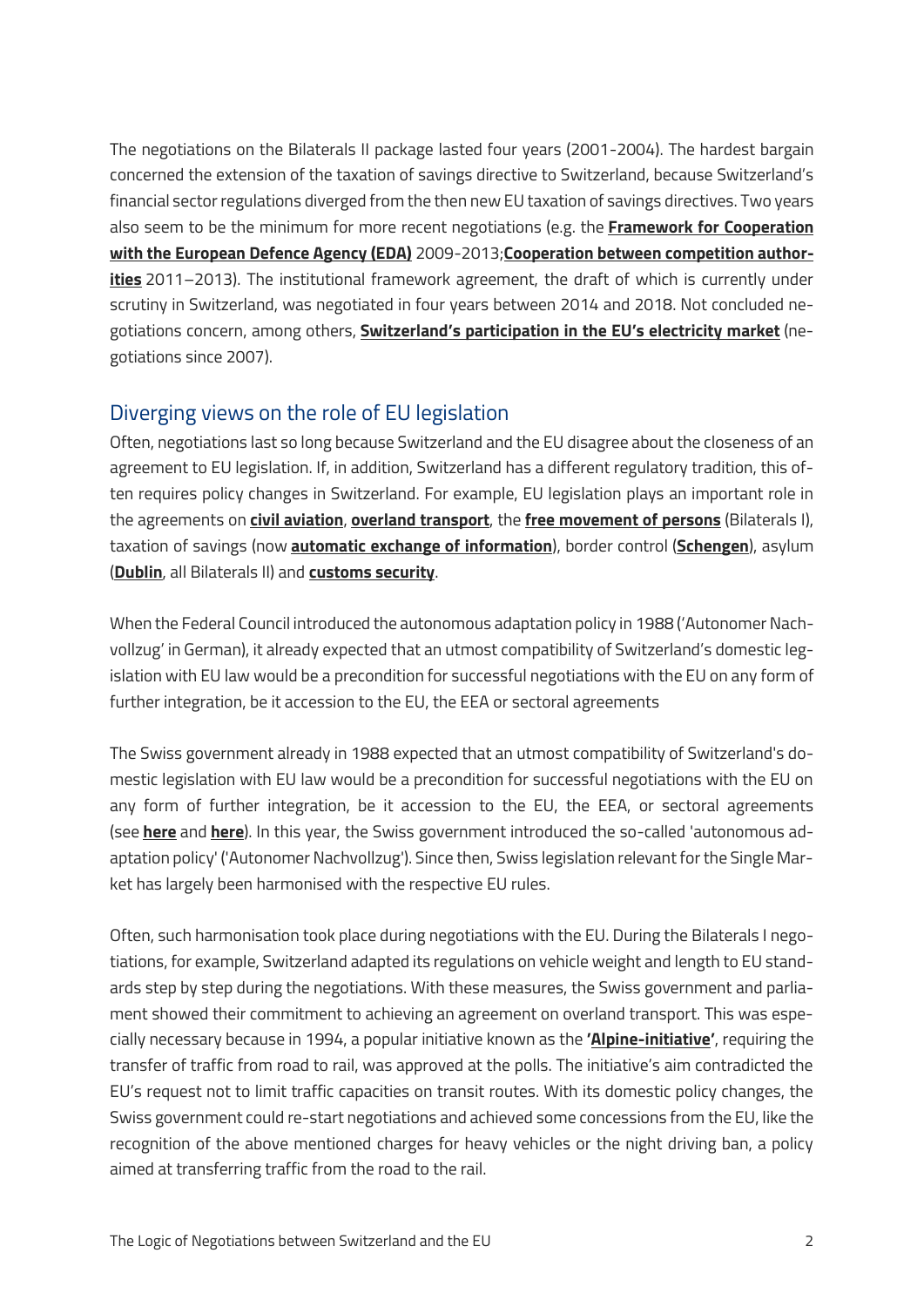The negotiations on the Bilaterals II package lasted four years (2001-2004). The hardest bargain concerned the extension of the taxation of savings directive to Switzerland, because Switzerland's financial sector regulations diverged from the then new EU taxation of savings directives. Two years also seem to be the minimum for more recent negotiations (e.g. the **Framework for Cooperation with the European Defence Agency (EDA)** 2009-2013;**Cooperation between competition authorities** 2011–2013). The institutional framework agreement, the draft of which is currently under scrutiny in Switzerland, was negotiated in four years between 2014 and 2018. Not concluded negotiations concern, among others, **Switzerland's participation in the EU's electricity market** (negotiations since 2007).

## Diverging views on the role of EU legislation

Often, negotiations last so long because Switzerland and the EU disagree about the closeness of an agreement to EU legislation. If, in addition, Switzerland has a different regulatory tradition, this often requires policy changes in Switzerland. For example, EU legislation plays an important role in the agreements on **civil aviation**, **overland transport**, the **free movement of persons** (Bilaterals I), taxation of savings (now **automatic exchange of information**), border control (**Schengen**), asylum (**Dublin**, all Bilaterals II) and **customs security**.

When the Federal Council introduced the autonomous adaptation policy in 1988 ('Autonomer Nachvollzug' in German), it already expected that an utmost compatibility of Switzerland's domestic legislation with EU law would be a precondition for successful negotiations with the EU on any form of further integration, be it accession to the EU, the EEA or sectoral agreements

The Swiss government already in 1988 expected that an utmost compatibility of Switzerland's domestic legislation with EU law would be a precondition for successful negotiations with the EU on any form of further integration, be it accession to the EU, the EEA, or sectoral agreements (see **here** and **here**). In this year, the Swiss government introduced the so-called 'autonomous adaptation policy' ('Autonomer Nachvollzug'). Since then, Swiss legislation relevant for the Single Market has largely been harmonised with the respective EU rules.

Often, such harmonisation took place during negotiations with the EU. During the Bilaterals I negotiations, for example, Switzerland adapted its regulations on vehicle weight and length to EU standards step by step during the negotiations. With these measures, the Swiss government and parliament showed their commitment to achieving an agreement on overland transport. This was especially necessary because in 1994, a popular initiative known as the **'Alpine-initiative'**, requiring the transfer of traffic from road to rail, was approved at the polls. The initiative's aim contradicted the EU's request not to limit traffic capacities on transit routes. With its domestic policy changes, the Swiss government could re-start negotiations and achieved some concessions from the EU, like the recognition of the above mentioned charges for heavy vehicles or the night driving ban, a policy aimed at transferring traffic from the road to the rail.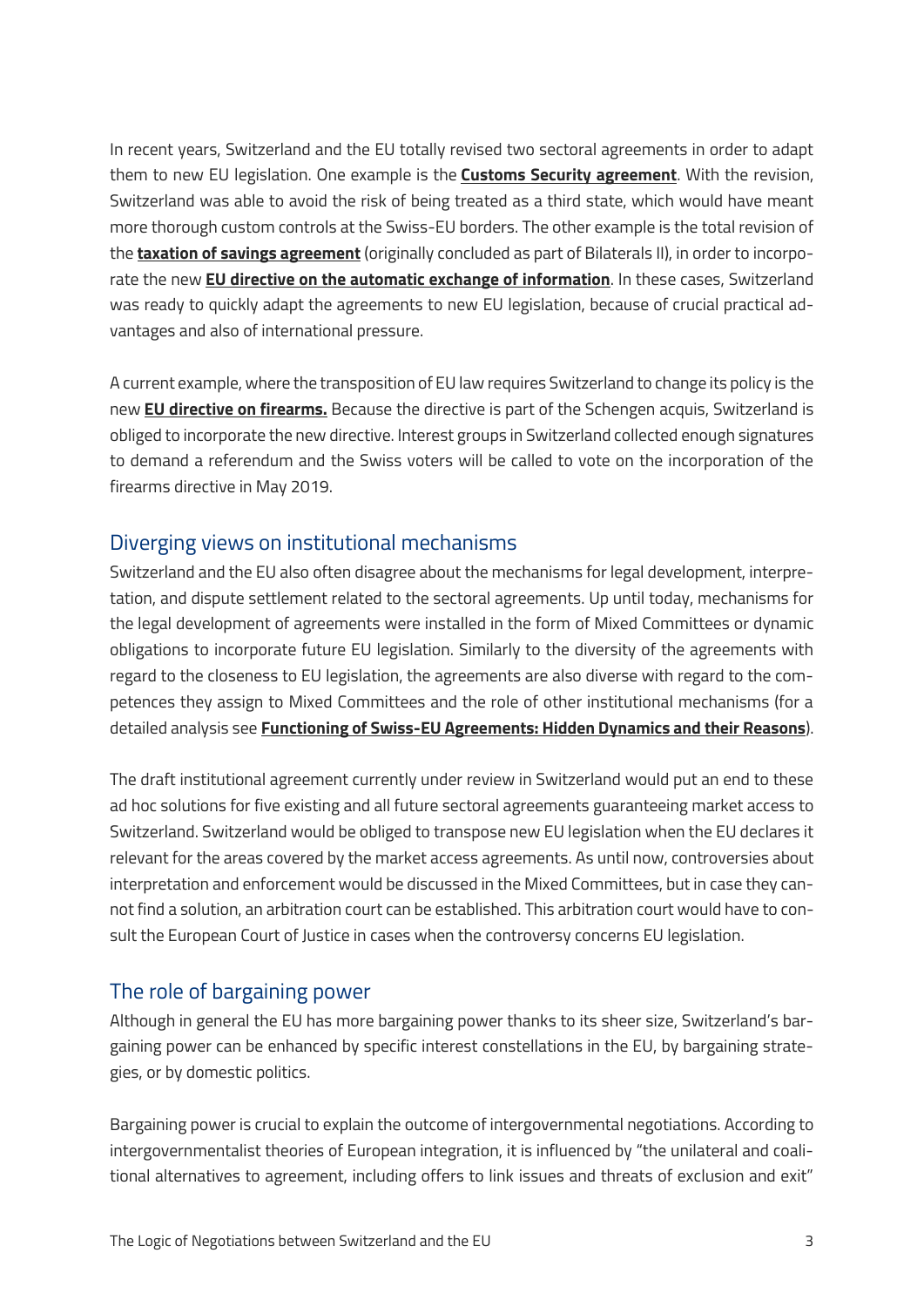In recent years, Switzerland and the EU totally revised two sectoral agreements in order to adapt them to new EU legislation. One example is the **Customs Security agreement**. With the revision, Switzerland was able to avoid the risk of being treated as a third state, which would have meant more thorough custom controls at the Swiss-EU borders. The other example is the total revision of the **taxation of savings agreement** (originally concluded as part of Bilaterals II), in order to incorporate the new **EU directive on the automatic exchange of information**. In these cases, Switzerland was ready to quickly adapt the agreements to new EU legislation, because of crucial practical advantages and also of international pressure.

A current example, where the transposition of EU law requires Switzerland to change its policy is the new **EU directive on firearms.** Because the directive is part of the Schengen acquis, Switzerland is obliged to incorporate the new directive. Interest groups in Switzerland collected enough signatures to demand a referendum and the Swiss voters will be called to vote on the incorporation of the firearms directive in May 2019.

## Diverging views on institutional mechanisms

Switzerland and the EU also often disagree about the mechanisms for legal development, interpretation, and dispute settlement related to the sectoral agreements. Up until today, mechanisms for the legal development of agreements were installed in the form of Mixed Committees or dynamic obligations to incorporate future EU legislation. Similarly to the diversity of the agreements with regard to the closeness to EU legislation, the agreements are also diverse with regard to the competences they assign to Mixed Committees and the role of other institutional mechanisms (for a detailed analysis see **Functioning of Swiss-EU Agreements: Hidden Dynamics and their Reasons**).

The draft institutional agreement currently under review in Switzerland would put an end to these ad hoc solutions for five existing and all future sectoral agreements guaranteeing market access to Switzerland. Switzerland would be obliged to transpose new EU legislation when the EU declares it relevant for the areas covered by the market access agreements. As until now, controversies about interpretation and enforcement would be discussed in the Mixed Committees, but in case they cannot find a solution, an arbitration court can be established. This arbitration court would have to consult the European Court of Justice in cases when the controversy concerns EU legislation.

## The role of bargaining power

Although in general the EU has more bargaining power thanks to its sheer size, Switzerland's bargaining power can be enhanced by specific interest constellations in the EU, by bargaining strategies, or by domestic politics.

Bargaining power is crucial to explain the outcome of intergovernmental negotiations. According to intergovernmentalist theories of European integration, it is influenced by "the unilateral and coalitional alternatives to agreement, including offers to link issues and threats of exclusion and exit"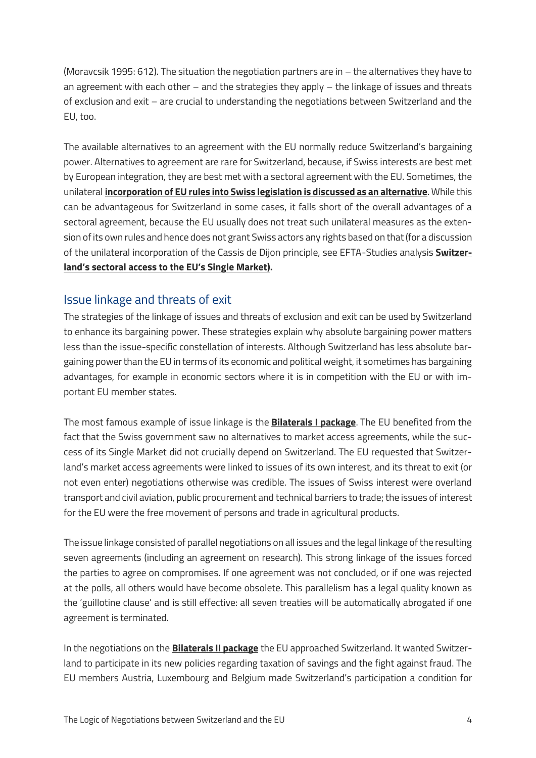(Moravcsik 1995: 612). The situation the negotiation partners are in – the alternatives they have to an agreement with each other – and the strategies they apply – the linkage of issues and threats of exclusion and exit – are crucial to understanding the negotiations between Switzerland and the EU, too.

The available alternatives to an agreement with the EU normally reduce Switzerland's bargaining power. Alternatives to agreement are rare for Switzerland, because, if Swiss interests are best met by European integration, they are best met with a sectoral agreement with the EU. Sometimes, the unilateral **incorporation of EU rules into Swiss legislation is discussed as an alternative**. While this can be advantageous for Switzerland in some cases, it falls short of the overall advantages of a sectoral agreement, because the EU usually does not treat such unilateral measures as the extension of its own rules and hence does not grant Swiss actors any rights based on that (for a discussion of the unilateral incorporation of the Cassis de Dijon principle, see EFTA-Studies analysis **Switzerland's sectoral access to the EU's Single Market).**

## Issue linkage and threats of exit

The strategies of the linkage of issues and threats of exclusion and exit can be used by Switzerland to enhance its bargaining power. These strategies explain why absolute bargaining power matters less than the issue-specific constellation of interests. Although Switzerland has less absolute bargaining power than the EU in terms of its economic and political weight, it sometimes has bargaining advantages, for example in economic sectors where it is in competition with the EU or with important EU member states.

The most famous example of issue linkage is the **Bilaterals I package**. The EU benefited from the fact that the Swiss government saw no alternatives to market access agreements, while the success of its Single Market did not crucially depend on Switzerland. The EU requested that Switzerland's market access agreements were linked to issues of its own interest, and its threat to exit (or not even enter) negotiations otherwise was credible. The issues of Swiss interest were overland transport and civil aviation, public procurement and technical barriers to trade; the issues of interest for the EU were the free movement of persons and trade in agricultural products.

The issue linkage consisted of parallel negotiations on all issues and the legal linkage of the resulting seven agreements (including an agreement on research). This strong linkage of the issues forced the parties to agree on compromises. If one agreement was not concluded, or if one was rejected at the polls, all others would have become obsolete. This parallelism has a legal quality known as the 'guillotine clause' and is still effective: all seven treaties will be automatically abrogated if one agreement is terminated.

In the negotiations on the **Bilaterals II package** the EU approached Switzerland. It wanted Switzerland to participate in its new policies regarding taxation of savings and the fight against fraud. The EU members Austria, Luxembourg and Belgium made Switzerland's participation a condition for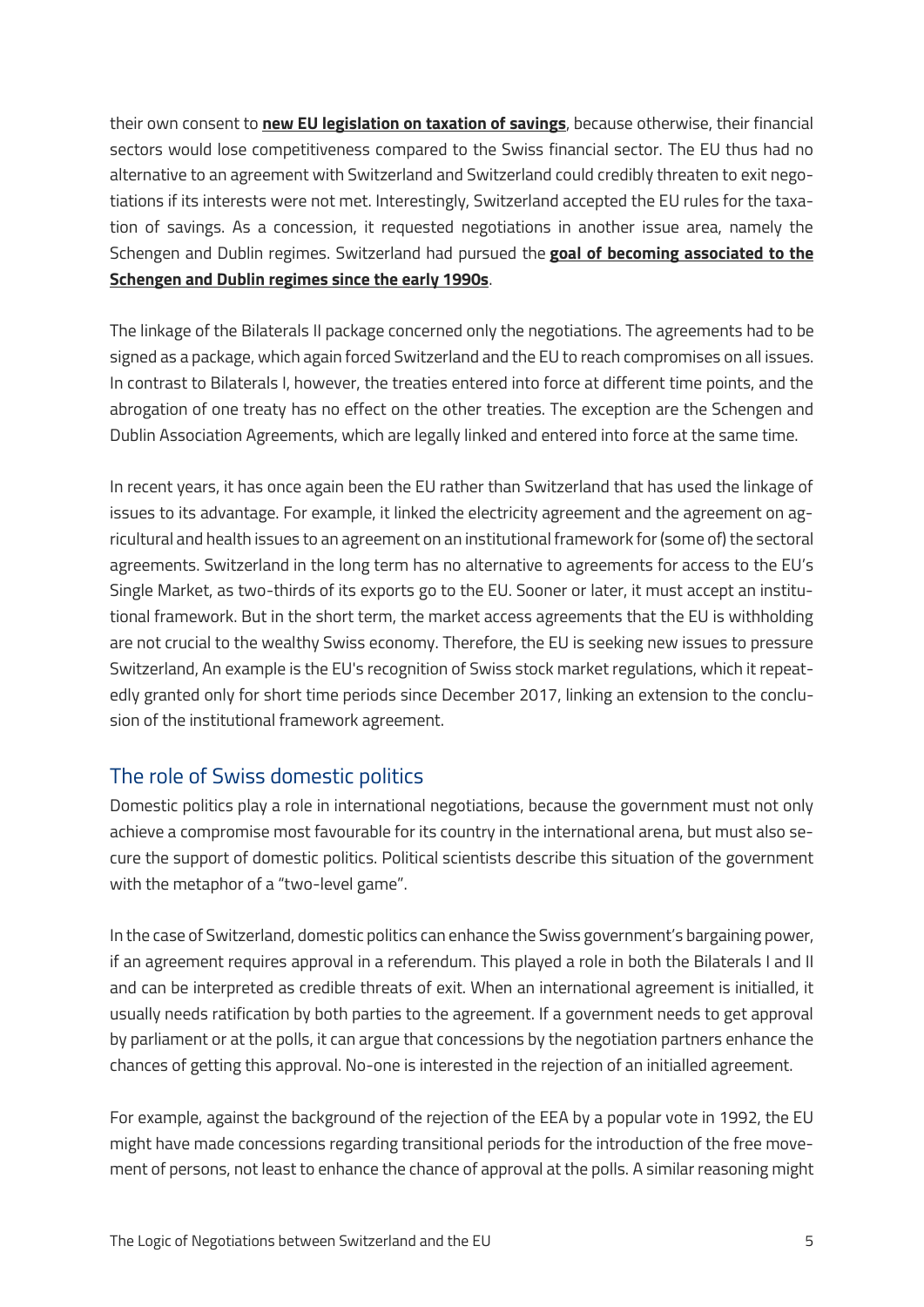their own consent to **new EU legislation on taxation of savings**, because otherwise, their financial sectors would lose competitiveness compared to the Swiss financial sector. The EU thus had no alternative to an agreement with Switzerland and Switzerland could credibly threaten to exit negotiations if its interests were not met. Interestingly, Switzerland accepted the EU rules for the taxation of savings. As a concession, it requested negotiations in another issue area, namely the Schengen and Dublin regimes. Switzerland had pursued the **goal of becoming associated to the Schengen and Dublin regimes since the early 1990s**.

The linkage of the Bilaterals II package concerned only the negotiations. The agreements had to be signed as a package, which again forced Switzerland and the EU to reach compromises on all issues. In contrast to Bilaterals I, however, the treaties entered into force at different time points, and the abrogation of one treaty has no effect on the other treaties. The exception are the Schengen and Dublin Association Agreements, which are legally linked and entered into force at the same time.

In recent years, it has once again been the EU rather than Switzerland that has used the linkage of issues to its advantage. For example, it linked the electricity agreement and the agreement on agricultural and health issues to an agreement on an institutional framework for (some of) the sectoral agreements. Switzerland in the long term has no alternative to agreements for access to the EU's Single Market, as two-thirds of its exports go to the EU. Sooner or later, it must accept an institutional framework. But in the short term, the market access agreements that the EU is withholding are not crucial to the wealthy Swiss economy. Therefore, the EU is seeking new issues to pressure Switzerland, An example is the EU's recognition of Swiss stock market regulations, which it repeatedly granted only for short time periods since December 2017, linking an extension to the conclusion of the institutional framework agreement.

## The role of Swiss domestic politics

Domestic politics play a role in international negotiations, because the government must not only achieve a compromise most favourable for its country in the international arena, but must also secure the support of domestic politics. Political scientists describe this situation of the government with the metaphor of a "two-level game".

In the case of Switzerland, domestic politics can enhance the Swiss government's bargaining power, if an agreement requires approval in a referendum. This played a role in both the Bilaterals I and II and can be interpreted as credible threats of exit. When an international agreement is initialled, it usually needs ratification by both parties to the agreement. If a government needs to get approval by parliament or at the polls, it can argue that concessions by the negotiation partners enhance the chances of getting this approval. No-one is interested in the rejection of an initialled agreement.

For example, against the background of the rejection of the EEA by a popular vote in 1992, the EU might have made concessions regarding transitional periods for the introduction of the free movement of persons, not least to enhance the chance of approval at the polls. A similar reasoning might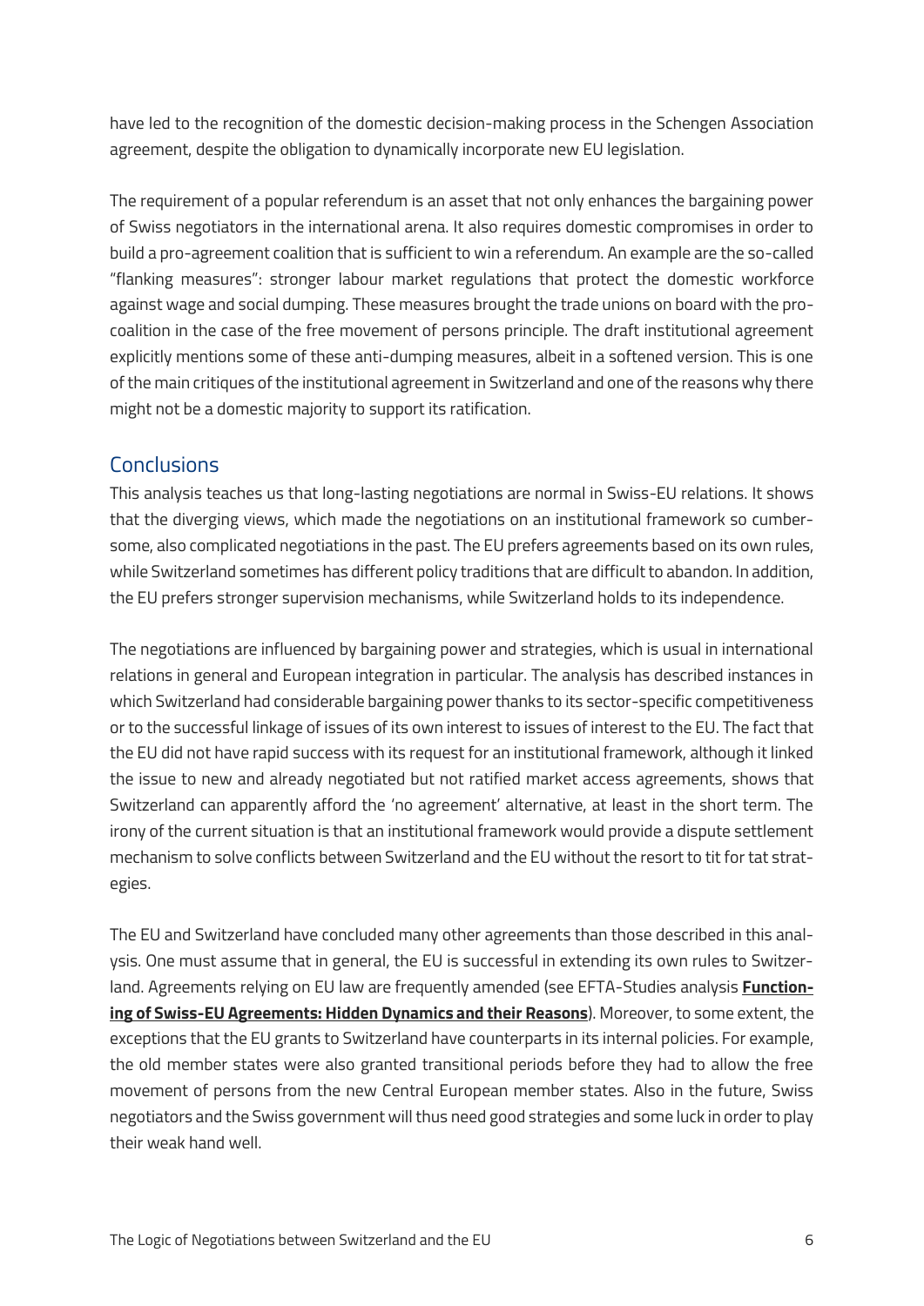have led to the recognition of the domestic decision-making process in the Schengen Association agreement, despite the obligation to dynamically incorporate new EU legislation.

The requirement of a popular referendum is an asset that not only enhances the bargaining power of Swiss negotiators in the international arena. It also requires domestic compromises in order to build a pro-agreement coalition that is sufficient to win a referendum. An example are the so-called "flanking measures": stronger labour market regulations that protect the domestic workforce against wage and social dumping. These measures brought the trade unions on board with the pro-coalition in the case of the free movement of persons principle. The draft institutional agreement explicitly mentions some of these anti-dumping measures, albeit in a softened version. This is one of the main critiques of the institutional agreement in Switzerland and one of the reasons why there might not be a domestic majority to support its ratification.

## Conclusions

This analysis teaches us that long-lasting negotiations are normal in Swiss-EU relations. It shows that the diverging views, which made the negotiations on an institutional framework so cumbersome, also complicated negotiations in the past. The EU prefers agreements based on its own rules, while Switzerland sometimes has different policy traditions that are difficult to abandon. In addition, the EU prefers stronger supervision mechanisms, while Switzerland holds to its independence.

The negotiations are influenced by bargaining power and strategies, which is usual in international relations in general and European integration in particular. The analysis has described instances in which Switzerland had considerable bargaining power thanks to its sector-specific competitiveness or to the successful linkage of issues of its own interest to issues of interest to the EU. The fact that the EU did not have rapid success with its request for an institutional framework, although it linked the issue to new and already negotiated but not ratified market access agreements, shows that Switzerland can apparently afford the 'no agreement' alternative, at least in the short term. The irony of the current situation is that an institutional framework would provide a dispute settlement mechanism to solve conflicts between Switzerland and the EU without the resort to tit for tat strategies.

The EU and Switzerland have concluded many other agreements than those described in this analysis. One must assume that in general, the EU is successful in extending its own rules to Switzerland. Agreements relying on EU law are frequently amended (see EFTA-Studies analysis **Functioning of Swiss-EU Agreements: Hidden Dynamics and their Reasons**). Moreover, to some extent, the exceptions that the EU grants to Switzerland have counterparts in its internal policies. For example, the old member states were also granted transitional periods before they had to allow the free movement of persons from the new Central European member states. Also in the future, Swiss negotiators and the Swiss government will thus need good strategies and some luck in order to play their weak hand well.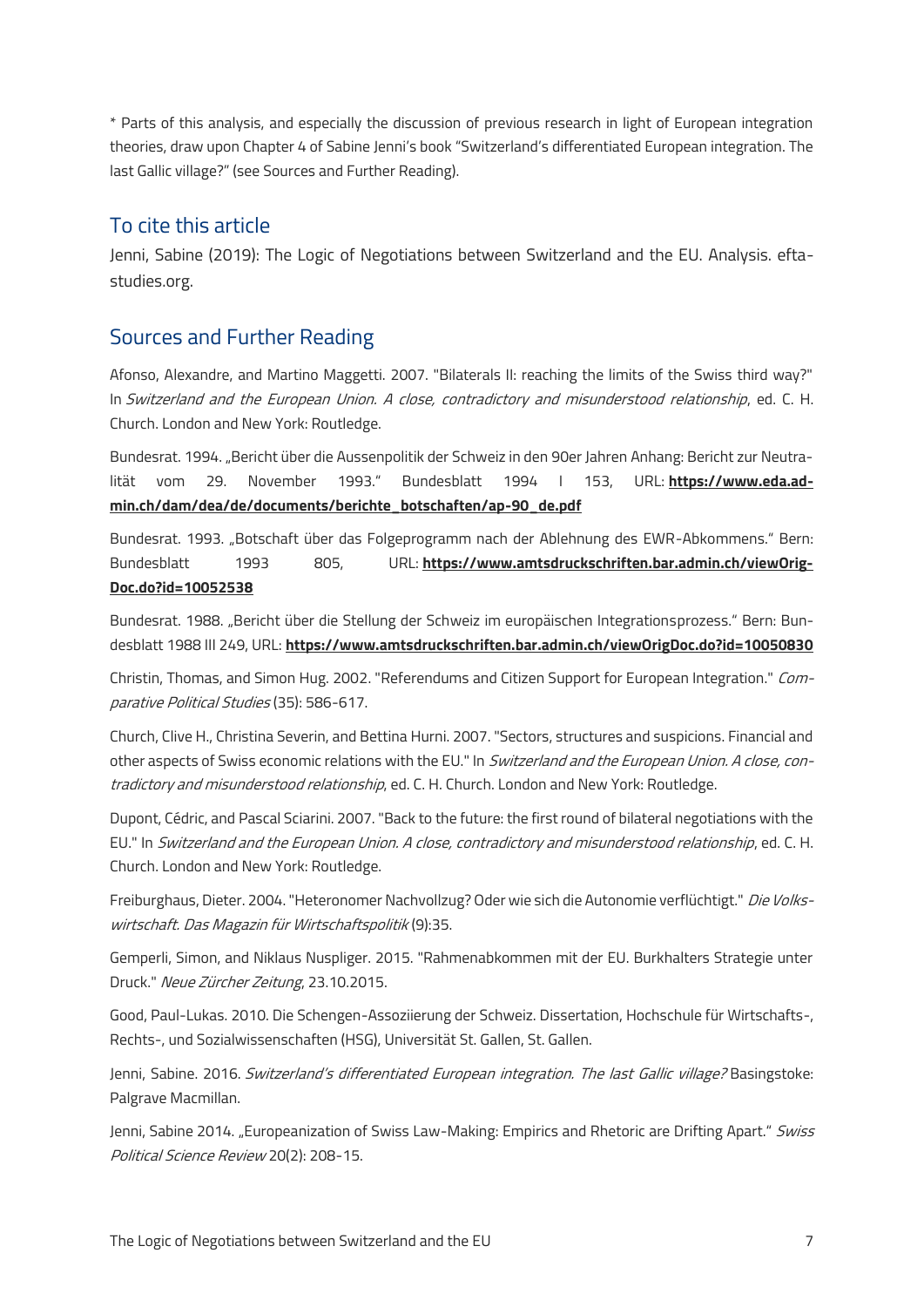* Parts of this analysis, and especially the discussion of previous research in light of European integration theories, draw upon Chapter 4 of Sabine Jenni's book "Switzerland's differentiated European integration. The last Gallic village?" (see Sources and Further Reading).

## To cite this article

Jenni, Sabine (2019): The Logic of Negotiations between Switzerland and the EU. Analysis. efta-studies.org.

## Sources and Further Reading

Afonso, Alexandre, and Martino Maggetti. 2007. "Bilaterals II: reaching the limits of the Swiss third way?" In *Switzerland and the European Union. A close, contradictory and misunderstood relationship*, ed. C. H. Church. London and New York: Routledge.

Bundesrat. 1994. „Bericht über die Aussenpolitik der Schweiz in den 90er Jahren Anhang: Bericht zur Neutralität vom 29. November 1993." Bundesblatt 1994 I 153, URL: **https://www.eda.admin.ch/dam/dea/de/documents/berichte_botschaften/ap-90_de.pdf**

Bundesrat. 1993. „Botschaft über das Folgeprogramm nach der Ablehnung des EWR-Abkommens." Bern: Bundesblatt 1993 805, URL: **https://www.amtsdruckschriften.bar.admin.ch/viewOrigDoc.do?id=10052538**

Bundesrat. 1988. „Bericht über die Stellung der Schweiz im europäischen Integrationsprozess." Bern: Bundesblatt 1988 III 249, URL: **https://www.amtsdruckschriften.bar.admin.ch/viewOrigDoc.do?id=10050830**

Christin, Thomas, and Simon Hug. 2002. "Referendums and Citizen Support for European Integration." *Comparative Political Studies* (35): 586-617.

Church, Clive H., Christina Severin, and Bettina Hurni. 2007. "Sectors, structures and suspicions. Financial and other aspects of Swiss economic relations with the EU." In *Switzerland and the European Union. A close, contradictory and misunderstood relationship*, ed. C. H. Church. London and New York: Routledge.

Dupont, Cédric, and Pascal Sciarini. 2007. "Back to the future: the first round of bilateral negotiations with the EU." In *Switzerland and the European Union. A close, contradictory and misunderstood relationship*, ed. C. H. Church. London and New York: Routledge.

Freiburghaus, Dieter. 2004. "Heteronomer Nachvollzug? Oder wie sich die Autonomie verflüchtigt." *Die Volkswirtschaft. Das Magazin für Wirtschaftspolitik* (9):35.

Gemperli, Simon, and Niklaus Nuspliger. 2015. "Rahmenabkommen mit der EU. Burkhalters Strategie unter Druck." *Neue Zürcher Zeitung*, 23.10.2015.

Good, Paul-Lukas. 2010. Die Schengen-Assoziierung der Schweiz. Dissertation, Hochschule für Wirtschafts-, Rechts-, und Sozialwissenschaften (HSG), Universität St. Gallen, St. Gallen.

Jenni, Sabine. 2016. *Switzerland's differentiated European integration. The last Gallic village?* Basingstoke: Palgrave Macmillan.

Jenni, Sabine 2014. „Europeanization of Swiss Law-Making: Empirics and Rhetoric are Drifting Apart." *Swiss Political Science Review* 20(2): 208-15.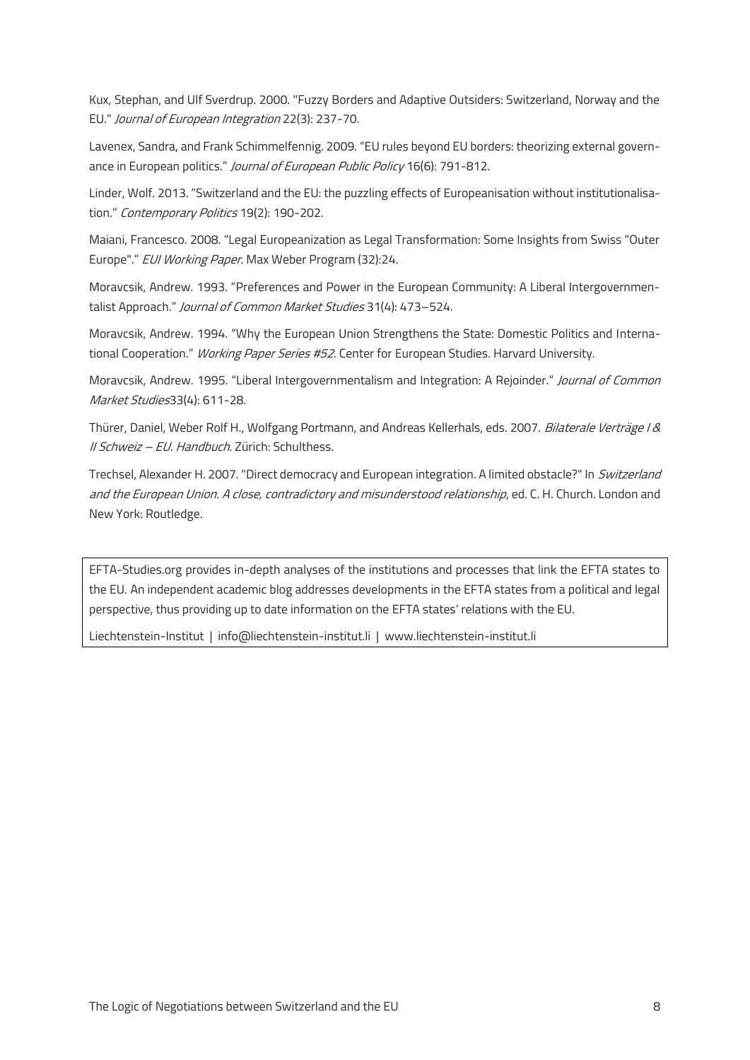Kux, Stephan, and Ulf Sverdrup. 2000. "Fuzzy Borders and Adaptive Outsiders: Switzerland, Norway and the EU." *Journal of European Integration* 22(3): 237-70.

Lavenex, Sandra, and Frank Schimmelfennig. 2009. "EU rules beyond EU borders: theorizing external governance in European politics." *Journal of European Public Policy* 16(6): 791-812.

Linder, Wolf. 2013. "Switzerland and the EU: the puzzling effects of Europeanisation without institutionalisation." *Contemporary Politics* 19(2): 190-202.

Maiani, Francesco. 2008. "Legal Europeanization as Legal Transformation: Some Insights from Swiss "Outer Europe"." *EUI Working Paper*. Max Weber Program (32):24.

Moravcsik, Andrew. 1993. "Preferences and Power in the European Community: A Liberal Intergovernmentalist Approach." *Journal of Common Market Studies* 31(4): 473–524.

Moravcsik, Andrew. 1994. "Why the European Union Strengthens the State: Domestic Politics and International Cooperation." *Working Paper Series #52*. Center for European Studies. Harvard University.

Moravcsik, Andrew. 1995. "Liberal Intergovernmentalism and Integration: A Rejoinder." *Journal of Common Market Studies*33(4): 611-28.

Thürer, Daniel, Weber Rolf H., Wolfgang Portmann, and Andreas Kellerhals, eds. 2007. *Bilaterale Verträge I & II Schweiz – EU. Handbuch*. Zürich: Schulthess.

Trechsel, Alexander H. 2007. "Direct democracy and European integration. A limited obstacle?" In *Switzerland and the European Union. A close, contradictory and misunderstood relationship*, ed. C. H. Church. London and New York: Routledge.

EFTA-Studies.org provides in-depth analyses of the institutions and processes that link the EFTA states to the EU. An independent academic blog addresses developments in the EFTA states from a political and legal perspective, thus providing up to date information on the EFTA states' relations with the EU.

Liechtenstein-Institut | info@liechtenstein-institut.li | www.liechtenstein-institut.li